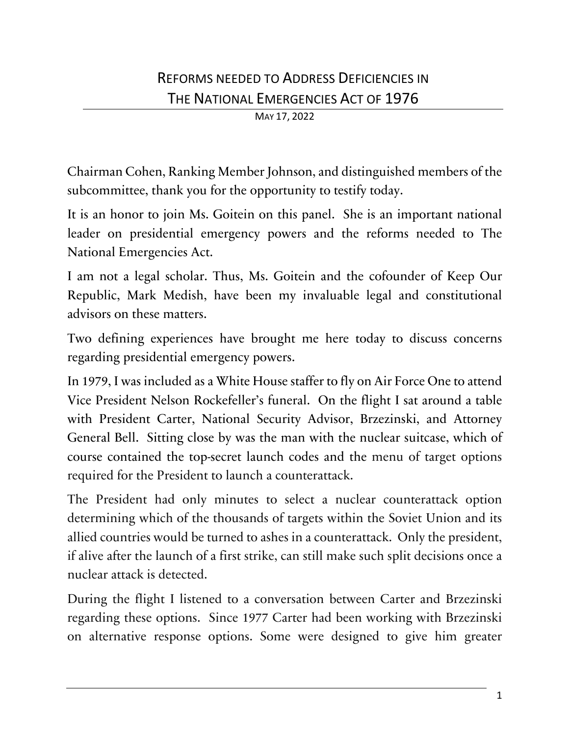# Reforms needed to Address Deficiencies in The National Emergencies Act of 1976

May 17, 2022

Chairman Cohen, Ranking Member Johnson, and distinguished members of the subcommittee, thank you for the opportunity to testify today.

It is an honor to join Ms. Goitein on this panel. She is an important national leader on presidential emergency powers and the reforms needed to The National Emergencies Act.

I am not a legal scholar. Thus, Ms. Goitein and the cofounder of Keep Our Republic, Mark Medish, have been my invaluable legal and constitutional advisors on these matters.

Two defining experiences have brought me here today to discuss concerns regarding presidential emergency powers.

In 1979, I was included as a White House staffer to fly on Air Force One to attend Vice President Nelson Rockefeller's funeral. On the flight I sat around a table with President Carter, National Security Advisor, Brzezinski, and Attorney General Bell. Sitting close by was the man with the nuclear suitcase, which of course contained the top-secret launch codes and the menu of target options required for the President to launch a counterattack.

The President had only minutes to select a nuclear counterattack option determining which of the thousands of targets within the Soviet Union and its allied countries would be turned to ashes in a counterattack. Only the president, if alive after the launch of a first strike, can still make such split decisions once a nuclear attack is detected.

During the flight I listened to a conversation between Carter and Brzezinski regarding these options. Since 1977 Carter had been working with Brzezinski on alternative response options. Some were designed to give him greater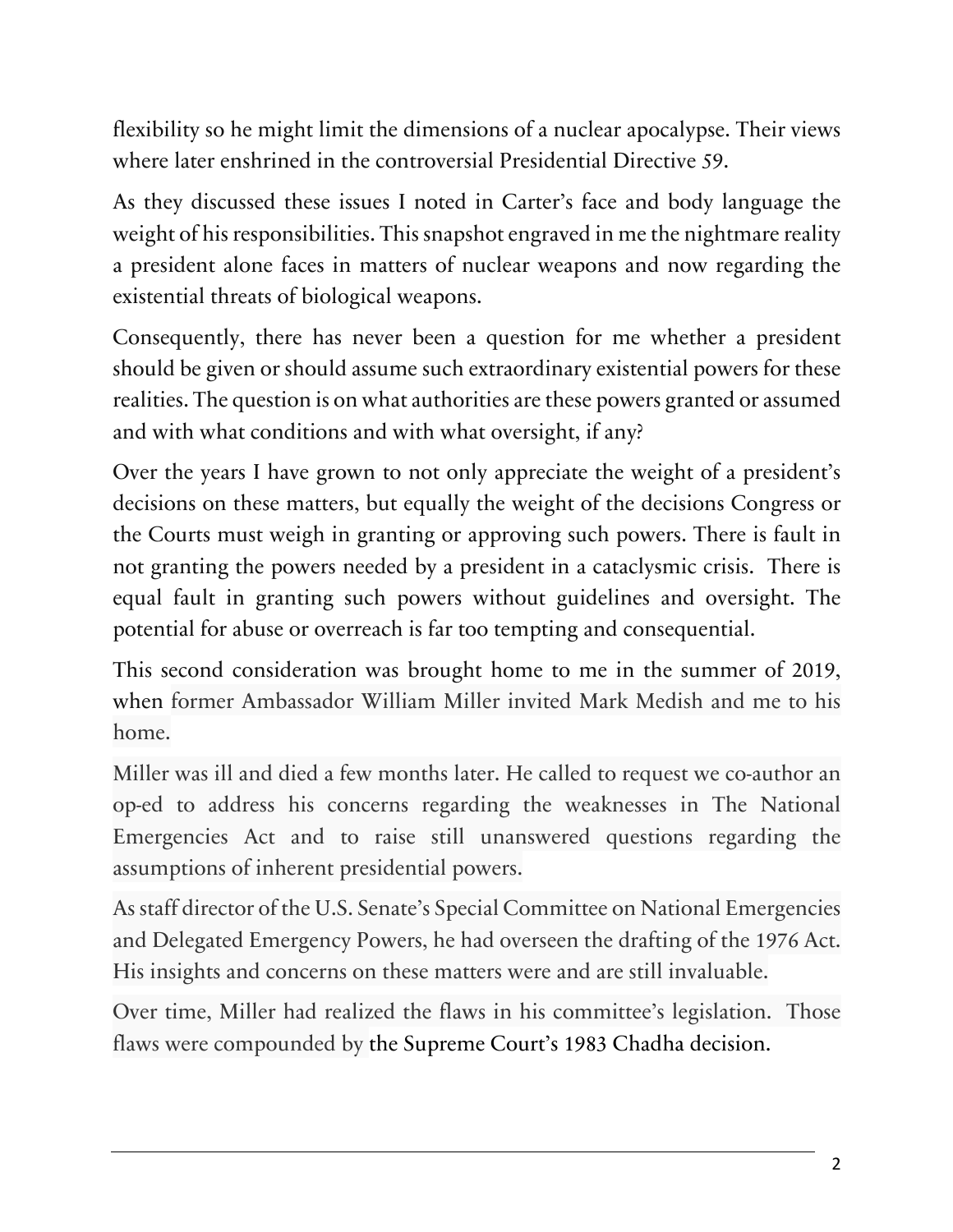flexibility so he might limit the dimensions of a nuclear apocalypse. Their views where later enshrined in the controversial Presidential Directive 59.

As they discussed these issues I noted in Carter's face and body language the weight of his responsibilities. This snapshot engraved in me the nightmare reality a president alone faces in matters of nuclear weapons and now regarding the existential threats of biological weapons.

Consequently, there has never been a question for me whether a president should be given or should assume such extraordinary existential powers for these realities. The question is on what authorities are these powers granted or assumed and with what conditions and with what oversight, if any?

Over the years I have grown to not only appreciate the weight of a president's decisions on these matters, but equally the weight of the decisions Congress or the Courts must weigh in granting or approving such powers. There is fault in not granting the powers needed by a president in a cataclysmic crisis. There is equal fault in granting such powers without guidelines and oversight. The potential for abuse or overreach is far too tempting and consequential.

This second consideration was brought home to me in the summer of 2019, when former Ambassador William Miller invited Mark Medish and me to his home.

Miller was ill and died a few months later. He called to request we co-author an op-ed to address his concerns regarding the weaknesses in The National Emergencies Act and to raise still unanswered questions regarding the assumptions of inherent presidential powers.

As staff director of the U.S. Senate's Special Committee on National Emergencies and Delegated Emergency Powers, he had overseen the drafting of the 1976 Act. His insights and concerns on these matters were and are still invaluable.

Over time, Miller had realized the flaws in his committee's legislation. Those flaws were compounded by the Supreme Court's 1983 Chadha decision.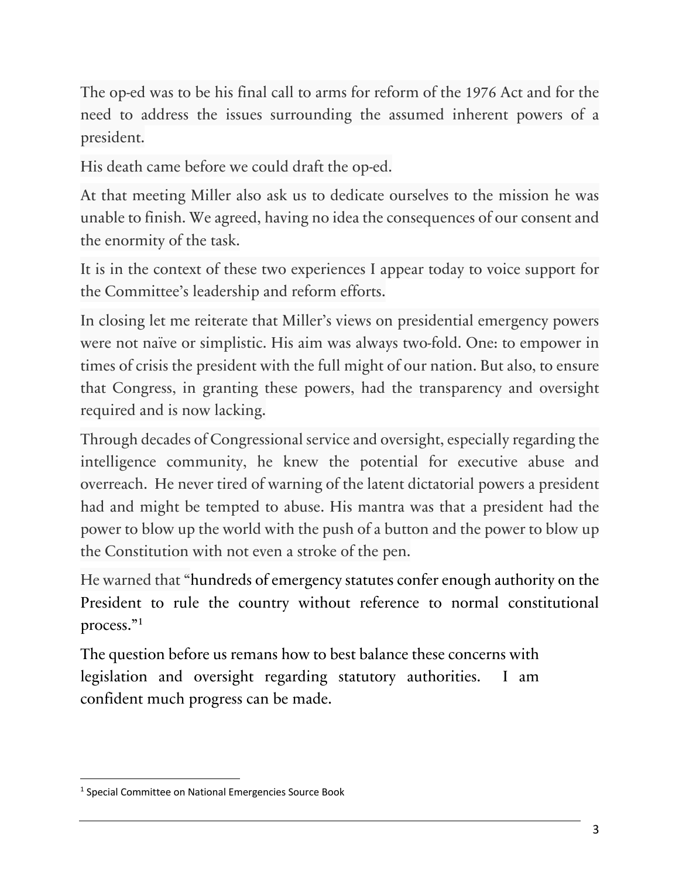The op-ed was to be his final call to arms for reform of the 1976 Act and for the need to address the issues surrounding the assumed inherent powers of a president.

His death came before we could draft the op-ed.

At that meeting Miller also ask us to dedicate ourselves to the mission he was unable to finish. We agreed, having no idea the consequences of our consent and the enormity of the task.

It is in the context of these two experiences I appear today to voice support for the Committee's leadership and reform efforts.

In closing let me reiterate that Miller's views on presidential emergency powers were not naïve or simplistic. His aim was always two-fold. One: to empower in times of crisis the president with the full might of our nation. But also, to ensure that Congress, in granting these powers, had the transparency and oversight required and is now lacking.

Through decades of Congressional service and oversight, especially regarding the intelligence community, he knew the potential for executive abuse and overreach. He never tired of warning of the latent dictatorial powers a president had and might be tempted to abuse. His mantra was that a president had the power to blow up the world with the push of a button and the power to blow up the Constitution with not even a stroke of the pen.

He warned that "hundreds of emergency statutes confer enough authority on the President to rule the country without reference to normal constitutional process."[1]

The question before us remans how to best balance these concerns with legislation and oversight regarding statutory authorities. I am confident much progress can be made.

---

[1] Special Committee on National Emergencies Source Book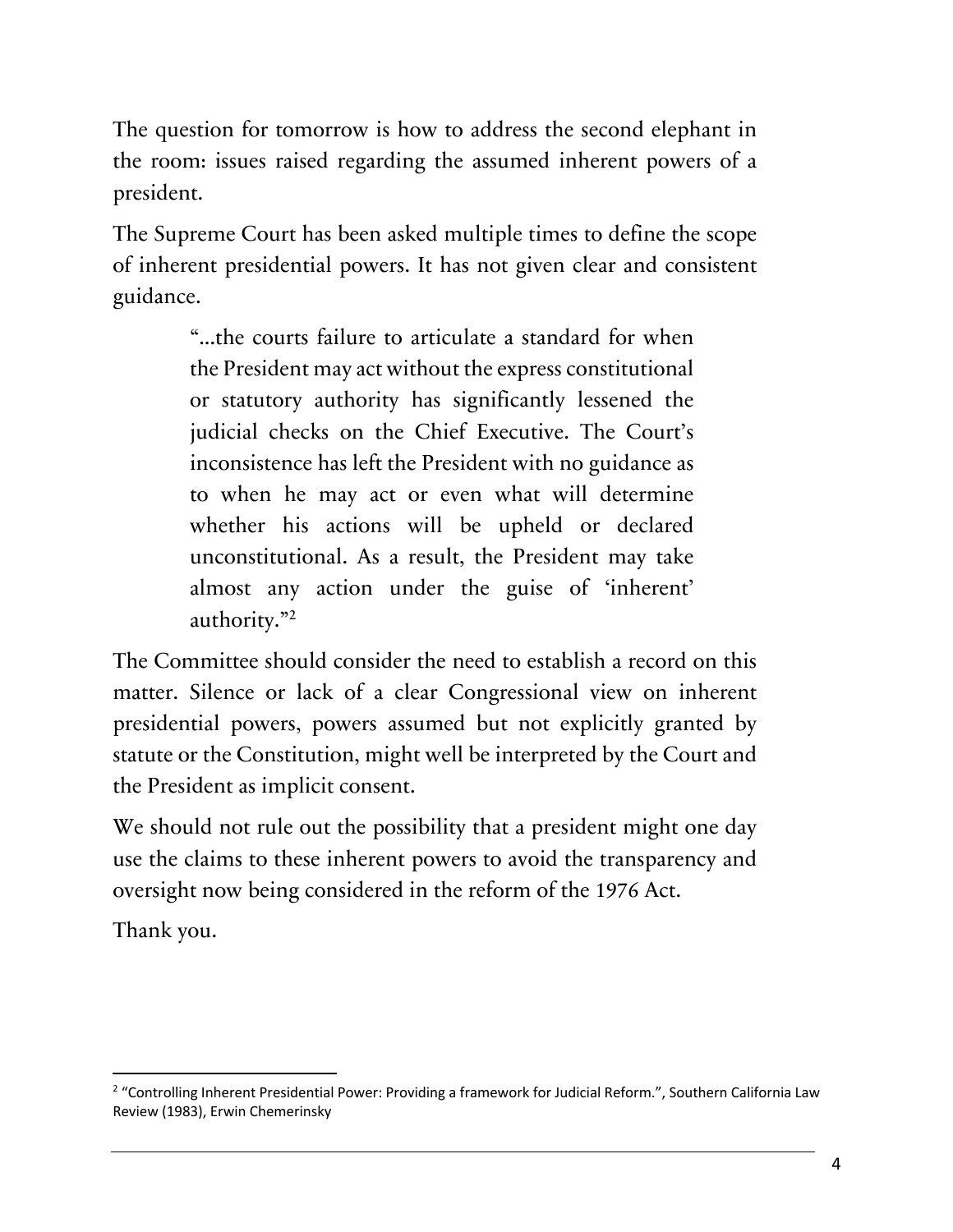The question for tomorrow is how to address the second elephant in the room: issues raised regarding the assumed inherent powers of a president.

The Supreme Court has been asked multiple times to define the scope of inherent presidential powers. It has not given clear and consistent guidance.

> "...the courts failure to articulate a standard for when the President may act without the express constitutional or statutory authority has significantly lessened the judicial checks on the Chief Executive. The Court's inconsistence has left the President with no guidance as to when he may act or even what will determine whether his actions will be upheld or declared unconstitutional. As a result, the President may take almost any action under the guise of 'inherent' authority."[2]

The Committee should consider the need to establish a record on this matter. Silence or lack of a clear Congressional view on inherent presidential powers, powers assumed but not explicitly granted by statute or the Constitution, might well be interpreted by the Court and the President as implicit consent.

We should not rule out the possibility that a president might one day use the claims to these inherent powers to avoid the transparency and oversight now being considered in the reform of the 1976 Act.

Thank you.

---

[2] "Controlling Inherent Presidential Power: Providing a framework for Judicial Reform.", Southern California Law Review (1983), Erwin Chemerinsky